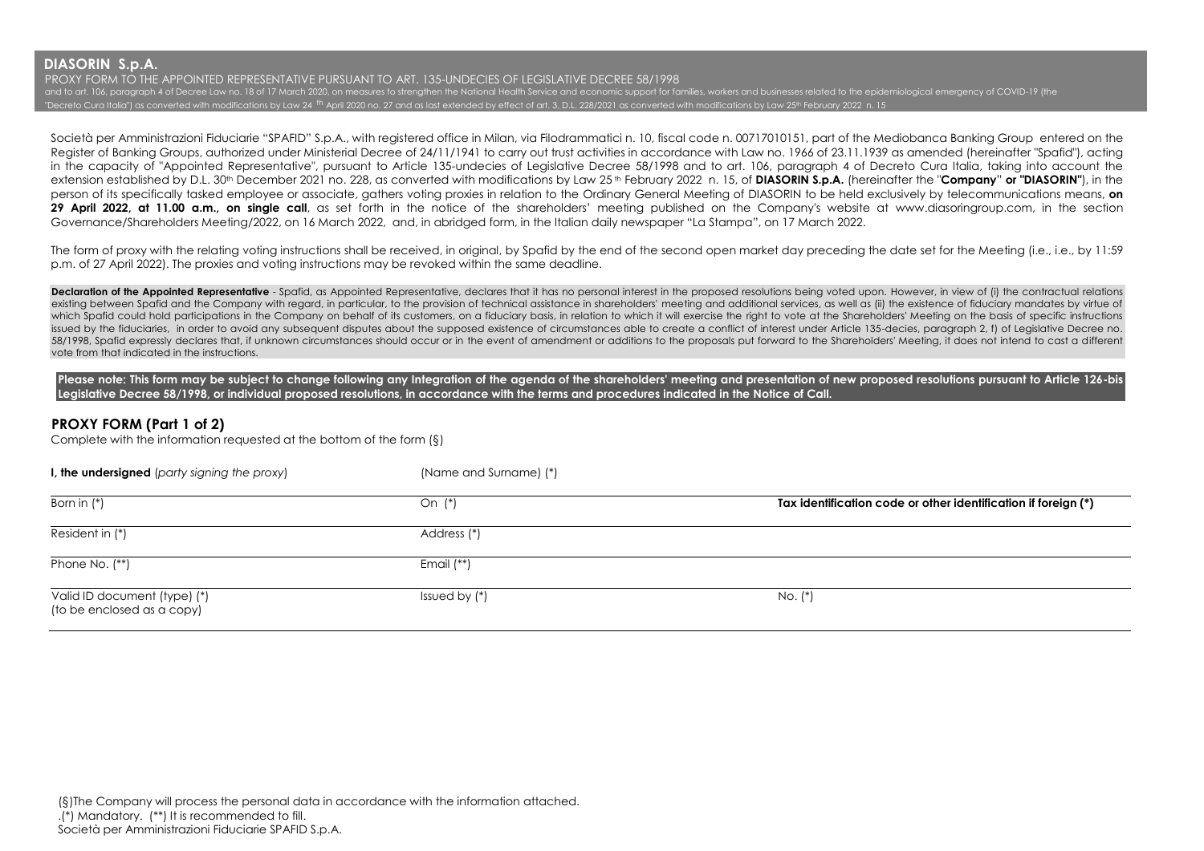## DIASORIN S.p.A.

PROXY FORM TO THE APPOINTED REPRESENTATIVE PURSUANT TO ART. 135-UNDECIES OF LEGISLATIVE DECREE 58/1998

and to art. 106, paragraph 4 of Decree Law no. 18 of 17 March 2020, on measures to strengthen the National Health Service and economic support for families, workers and businesses related to the epidemiological emergency of COVID-19 (the "Decreto Cura Italia") as converted with modifications by Law 24 th April 2020 no. 27 and as last extended by effect of art. 3, D.L. 228/2021 as converted with modifications by Law 25th February 2022 n. 15

Società per Amministrazioni Fiduciarie "SPAFID" S.p.A., with registered office in Milan, via Filodrammatici n. 10, fiscal code n. 00717010151, part of the Mediobanca Banking Group entered on the Register of Banking Groups, authorized under Ministerial Decree of 24/11/1941 to carry out trust activities in accordance with Law no. 1966 of 23.11.1939 as amended (hereinafter "Spafid"), acting in the capacity of "Appointed Representative", pursuant to Article 135-undecies of Legislative Decree 58/1998 and to art. 106, paragraph 4 of Decreto Cura Italia, taking into account the extension established by D.L. 30th December 2021 no. 228, as converted with modifications by Law 25 th February 2022 n. 15, of **DIASORIN S.p.A.** (hereinafter the "**Company**" **or "DIASORIN"**), in the person of its specifically tasked employee or associate, gathers voting proxies in relation to the Ordinary General Meeting of DIASORIN to be held exclusively by telecommunications means, **on 29 April 2022, at 11.00 a.m., on single call**, as set forth in the notice of the shareholders' meeting published on the Company's website at www.diasoringroup.com, in the section Governance/Shareholders Meeting/2022, on 16 March 2022, and, in abridged form, in the Italian daily newspaper "La Stampa", on 17 March 2022.

The form of proxy with the relating voting instructions shall be received, in original, by Spafid by the end of the second open market day preceding the date set for the Meeting (i.e., i.e., by 11:59 p.m. of 27 April 2022). The proxies and voting instructions may be revoked within the same deadline.

**Declaration of the Appointed Representative** - Spafid, as Appointed Representative, declares that it has no personal interest in the proposed resolutions being voted upon. However, in view of (i) the contractual relations existing between Spafid and the Company with regard, in particular, to the provision of technical assistance in shareholders' meeting and additional services, as well as (ii) the existence of fiduciary mandates by virtue of which Spafid could hold participations in the Company on behalf of its customers, on a fiduciary basis, in relation to which it will exercise the right to vote at the Shareholders' Meeting on the basis of specific instructions issued by the fiduciaries, in order to avoid any subsequent disputes about the supposed existence of circumstances able to create a conflict of interest under Article 135-decies, paragraph 2, f) of Legislative Decree no. 58/1998, Spafid expressly declares that, if unknown circumstances should occur or in the event of amendment or additions to the proposals put forward to the Shareholders' Meeting, it does not intend to cast a different vote from that indicated in the instructions.

**Please note: This form may be subject to change following any Integration of the agenda of the shareholders' meeting and presentation of new proposed resolutions pursuant to Article 126-bis Legislative Decree 58/1998, or individual proposed resolutions, in accordance with the terms and procedures indicated in the Notice of Call.**

## PROXY FORM (Part 1 of 2)

Complete with the information requested at the bottom of the form (§)

| **I, the undersigned** (*party signing the proxy*) | (Name and Surname) (*) | |
|---|---|---|
| Born in (*) | On (*) | **Tax identification code or other identification if foreign (*)** |
| Resident in (*) | Address (*) | |
| Phone No. (**) | Email (**) | |
| Valid ID document (type) (*) (to be enclosed as a copy) | Issued by (*) | No. (*) |

(§)The Company will process the personal data in accordance with the information attached.

.(*) Mandatory. (**) It is recommended to fill.

Società per Amministrazioni Fiduciarie SPAFID S.p.A.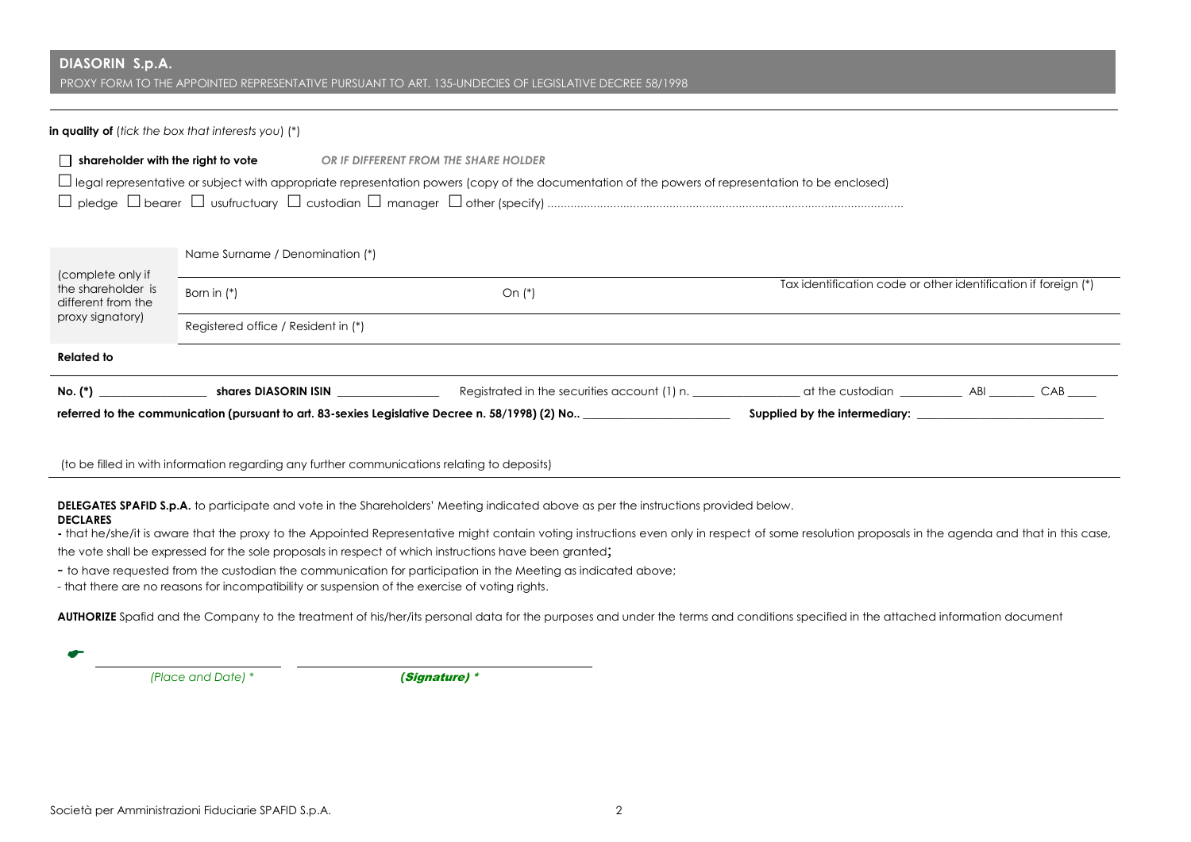## DIASORIN S.p.A.

PROXY FORM TO THE APPOINTED REPRESENTATIVE PURSUANT TO ART. 135-UNDECIES OF LEGISLATIVE DECREE 58/1998

**in quality of** (*tick the box that interests you*) (*)

☐ **shareholder with the right to vote** ***OR IF DIFFERENT FROM THE SHARE HOLDER***

☐ legal representative or subject with appropriate representation powers (copy of the documentation of the powers of representation to be enclosed)

☐ pledge ☐ bearer ☐ usufructuary ☐ custodian ☐ manager ☐ other (specify) ..........................................................................................................

| (complete only if the shareholder is different from the proxy signatory) | Name Surname / Denomination (*) | | |
|---|---|---|---|
| | Born in (*) | On (*) | Tax identification code or other identification if foreign (*) |
| | Registered office / Resident in (*) | | |

**Related to**

**No. (*)** _________________ **shares DIASORIN ISIN** ________________ Registrated in the securities account (1) n. _________________ at the custodian __________ ABI _______ CAB _____

**referred to the communication (pursuant to art. 83-sexies Legislative Decree n. 58/1998) (2) No..** ________________________ **Supplied by the intermediary:** ______________________________

(to be filled in with information regarding any further communications relating to deposits)

**DELEGATES SPAFID S.p.A.** to participate and vote in the Shareholders' Meeting indicated above as per the instructions provided below.

**DECLARES**

- that he/she/it is aware that the proxy to the Appointed Representative might contain voting instructions even only in respect of some resolution proposals in the agenda and that in this case, the vote shall be expressed for the sole proposals in respect of which instructions have been granted;
- to have requested from the custodian the communication for participation in the Meeting as indicated above;
- that there are no reasons for incompatibility or suspension of the exercise of voting rights.

**AUTHORIZE** Spafid and the Company to the treatment of his/her/its personal data for the purposes and under the terms and conditions specified in the attached information document

☛ ______________________ ______________________________

*(Place and Date) \** ***(Signature) \****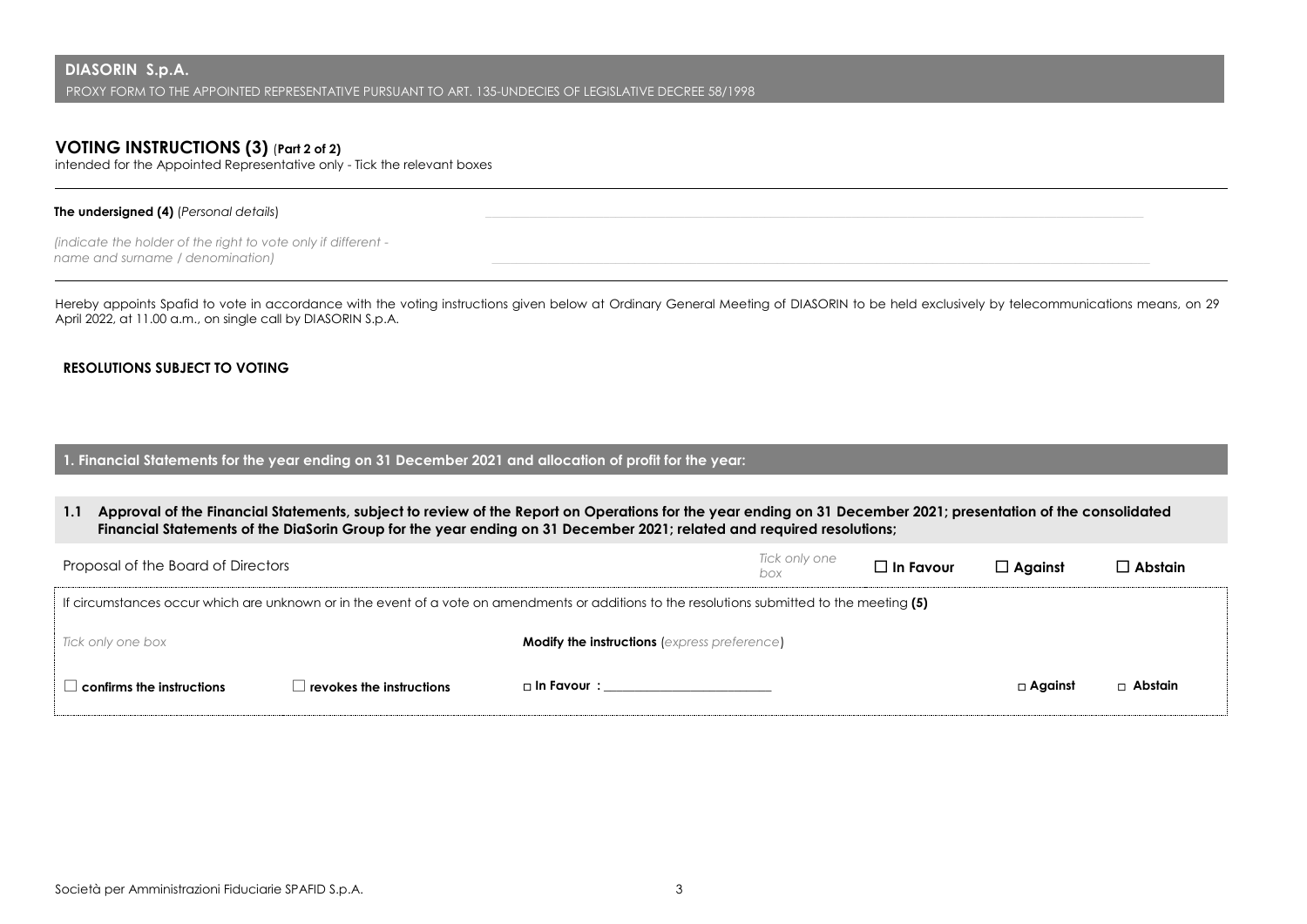**DIASORIN S.p.A.**

PROXY FORM TO THE APPOINTED REPRESENTATIVE PURSUANT TO ART. 135-UNDECIES OF LEGISLATIVE DECREE 58/1998

## VOTING INSTRUCTIONS (3) (Part 2 of 2)

intended for the Appointed Representative only - Tick the relevant boxes

**The undersigned (4)** (*Personal details*) \_\_\_\_\_\_\_\_\_\_\_\_\_\_\_\_\_\_\_\_\_\_\_\_\_\_\_\_\_\_\_\_\_\_\_\_\_\_\_\_

*(indicate the holder of the right to vote only if different - name and surname / denomination)* \_\_\_\_\_\_\_\_\_\_\_\_\_\_\_\_\_\_\_\_\_\_\_\_\_\_\_\_\_\_\_\_\_\_\_\_\_\_\_\_

Hereby appoints Spafid to vote in accordance with the voting instructions given below at Ordinary General Meeting of DIASORIN to be held exclusively by telecommunications means, on 29 April 2022, at 11.00 a.m., on single call by DIASORIN S.p.A.

**RESOLUTIONS SUBJECT TO VOTING**

### 1. Financial Statements for the year ending on 31 December 2021 and allocation of profit for the year:

**1.1 Approval of the Financial Statements, subject to review of the Report on Operations for the year ending on 31 December 2021; presentation of the consolidated Financial Statements of the DiaSorin Group for the year ending on 31 December 2021; related and required resolutions;**

| Proposal of the Board of Directors | *Tick only one box* | ☐ **In Favour** | ☐ **Against** | ☐ **Abstain** |
|---|---|---|---|---|

If circumstances occur which are unknown or in the event of a vote on amendments or additions to the resolutions submitted to the meeting **(5)**

| *Tick only one box* | | **Modify the instructions** (*express preference*) | | |
|---|---|---|---|---|
| ☐ **confirms the instructions** | ☐ **revokes the instructions** | ☐ **In Favour :** \_\_\_\_\_\_\_\_\_\_\_\_\_\_\_\_\_\_\_\_\_\_\_\_ | ☐ **Against** | ☐ **Abstain** |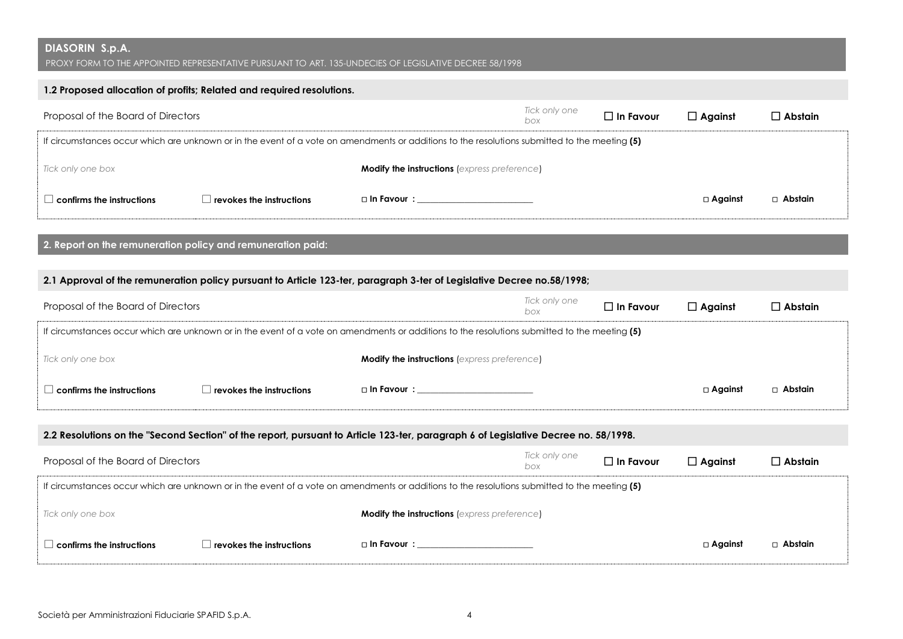## DIASORIN S.p.A.

PROXY FORM TO THE APPOINTED REPRESENTATIVE PURSUANT TO ART. 135-UNDECIES OF LEGISLATIVE DECREE 58/1998

### 1.2 Proposed allocation of profits; Related and required resolutions.

| Proposal of the Board of Directors | *Tick only one box* | ☐ **In Favour** | ☐ **Against** | ☐ **Abstain** |
|---|---|---|---|---|

If circumstances occur which are unknown or in the event of a vote on amendments or additions to the resolutions submitted to the meeting **(5)**

| *Tick only one box* | | **Modify the instructions** (*express preference*) | | |
|---|---|---|---|---|
| ☐ **confirms the instructions** | ☐ **revokes the instructions** | ☐ **In Favour :** ____________ | ☐ **Against** | ☐ **Abstain** |

## 2. Report on the remuneration policy and remuneration paid:

### 2.1 Approval of the remuneration policy pursuant to Article 123-ter, paragraph 3-ter of Legislative Decree no.58/1998;

| Proposal of the Board of Directors | *Tick only one box* | ☐ **In Favour** | ☐ **Against** | ☐ **Abstain** |
|---|---|---|---|---|

If circumstances occur which are unknown or in the event of a vote on amendments or additions to the resolutions submitted to the meeting **(5)**

| *Tick only one box* | | **Modify the instructions** (*express preference*) | | |
|---|---|---|---|---|
| ☐ **confirms the instructions** | ☐ **revokes the instructions** | ☐ **In Favour :** ____________ | ☐ **Against** | ☐ **Abstain** |

### 2.2 Resolutions on the "Second Section" of the report, pursuant to Article 123-ter, paragraph 6 of Legislative Decree no. 58/1998.

| Proposal of the Board of Directors | *Tick only one box* | ☐ **In Favour** | ☐ **Against** | ☐ **Abstain** |
|---|---|---|---|---|

If circumstances occur which are unknown or in the event of a vote on amendments or additions to the resolutions submitted to the meeting **(5)**

| *Tick only one box* | | **Modify the instructions** (*express preference*) | | |
|---|---|---|---|---|
| ☐ **confirms the instructions** | ☐ **revokes the instructions** | ☐ **In Favour :** ____________ | ☐ **Against** | ☐ **Abstain** |

Società per Amministrazioni Fiduciarie SPAFID S.p.A.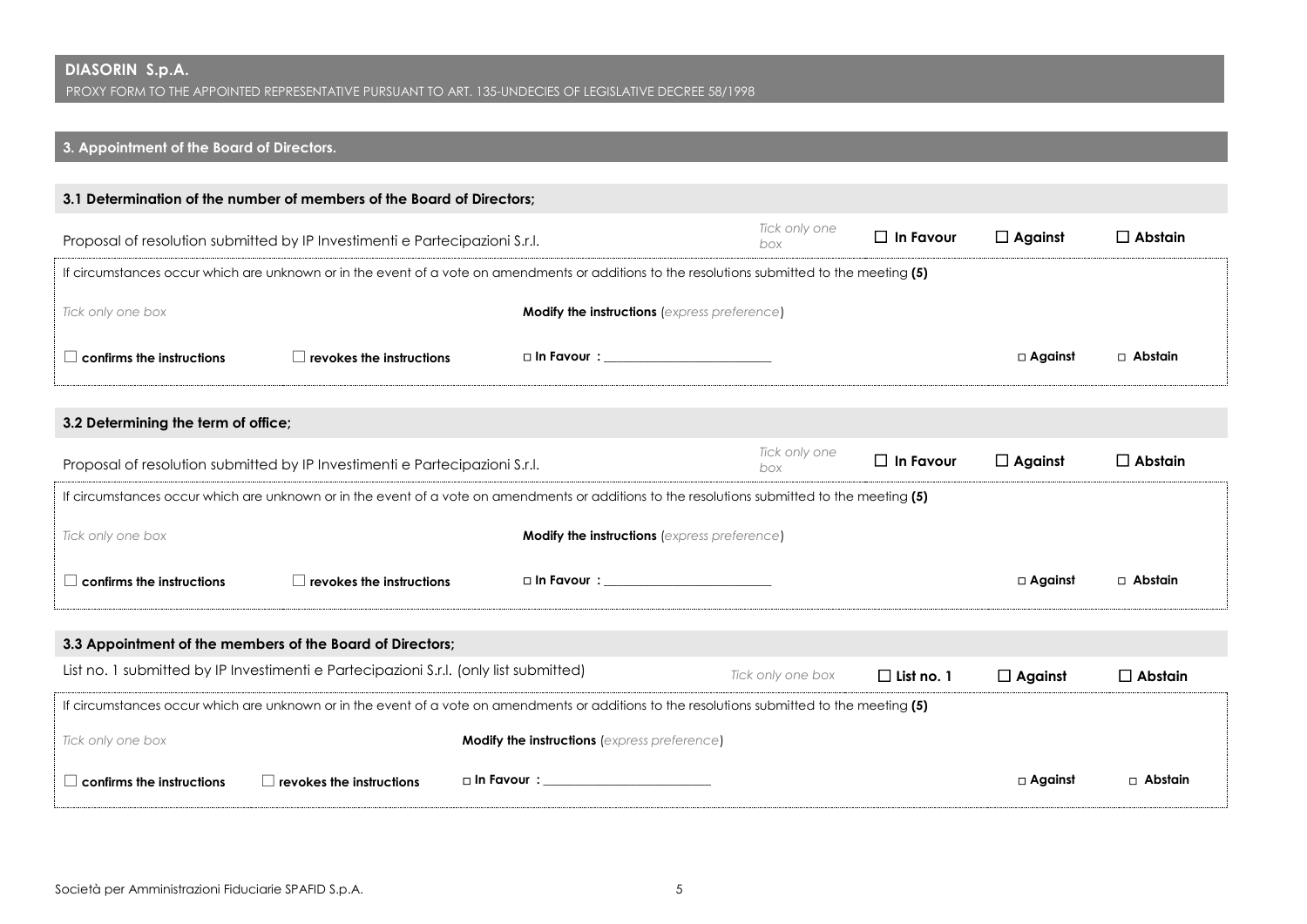**DIASORIN S.p.A.**

PROXY FORM TO THE APPOINTED REPRESENTATIVE PURSUANT TO ART. 135-UNDECIES OF LEGISLATIVE DECREE 58/1998

## 3. Appointment of the Board of Directors.

### 3.1 Determination of the number of members of the Board of Directors;

| Proposal of resolution submitted by IP Investimenti e Partecipazioni S.r.l. | *Tick only one box* | ☐ **In Favour** | ☐ **Against** | ☐ **Abstain** |
|---|---|---|---|---|

If circumstances occur which are unknown or in the event of a vote on amendments or additions to the resolutions submitted to the meeting **(5)**

| *Tick only one box* | | **Modify the instructions** (*express preference*) | | |
|---|---|---|---|---|
| ☐ **confirms the instructions** | ☐ **revokes the instructions** | ☐ **In Favour :** ________________________ | ☐ **Against** | ☐ **Abstain** |

### 3.2 Determining the term of office;

| Proposal of resolution submitted by IP Investimenti e Partecipazioni S.r.l. | *Tick only one box* | ☐ **In Favour** | ☐ **Against** | ☐ **Abstain** |
|---|---|---|---|---|

If circumstances occur which are unknown or in the event of a vote on amendments or additions to the resolutions submitted to the meeting **(5)**

| *Tick only one box* | | **Modify the instructions** (*express preference*) | | |
|---|---|---|---|---|
| ☐ **confirms the instructions** | ☐ **revokes the instructions** | ☐ **In Favour :** ________________________ | ☐ **Against** | ☐ **Abstain** |

### 3.3 Appointment of the members of the Board of Directors;

| List no. 1 submitted by IP Investimenti e Partecipazioni S.r.l. (only list submitted) | *Tick only one box* | ☐ **List no. 1** | ☐ **Against** | ☐ **Abstain** |
|---|---|---|---|---|

If circumstances occur which are unknown or in the event of a vote on amendments or additions to the resolutions submitted to the meeting **(5)**

| *Tick only one box* | | **Modify the instructions** (*express preference*) | | |
|---|---|---|---|---|
| ☐ **confirms the instructions** | ☐ **revokes the instructions** | ☐ **In Favour :** ________________________ | ☐ **Against** | ☐ **Abstain** |

Società per Amministrazioni Fiduciarie SPAFID S.p.A.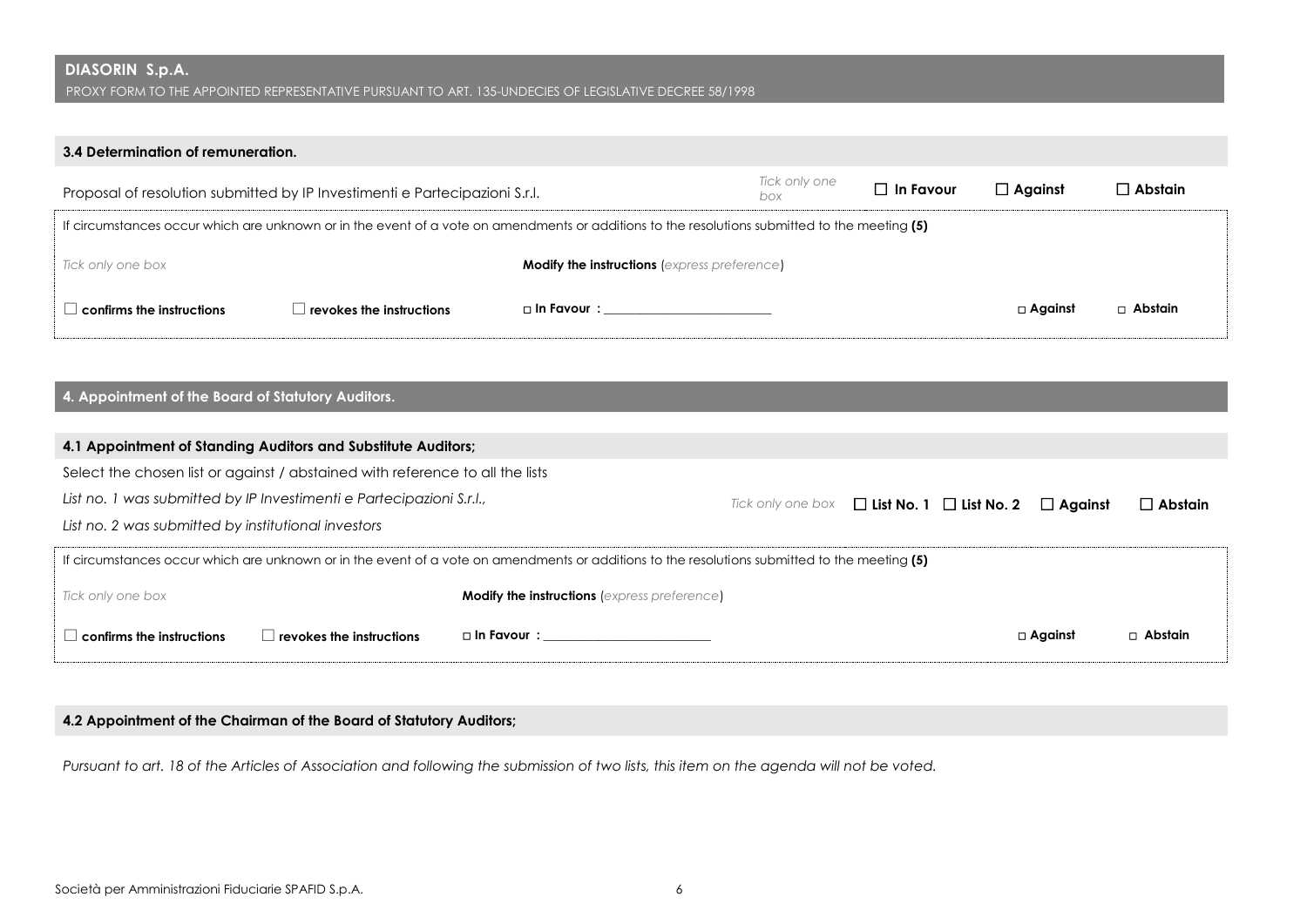## 3.4 Determination of remuneration.

| Proposal of resolution submitted by IP Investimenti e Partecipazioni S.r.l. | *Tick only one box* | ☐ **In Favour** | ☐ **Against** | ☐ **Abstain** |
|---|---|---|---|---|

If circumstances occur which are unknown or in the event of a vote on amendments or additions to the resolutions submitted to the meeting **(5)**

| *Tick only one box* | | **Modify the instructions** (*express preference*) | | |
|---|---|---|---|---|
| ☐ **confirms the instructions** | ☐ **revokes the instructions** | ☐ **In Favour** : ______________________ | ☐ **Against** | ☐ **Abstain** |

## 4. Appointment of the Board of Statutory Auditors.

### 4.1 Appointment of Standing Auditors and Substitute Auditors;

Select the chosen list or against / abstained with reference to all the lists

*List no. 1 was submitted by IP Investimenti e Partecipazioni S.r.l.,*

*List no. 2 was submitted by institutional investors*

| *Tick only one box* | ☐ **List No. 1** | ☐ **List No. 2** | ☐ **Against** | ☐ **Abstain** |
|---|---|---|---|---|

If circumstances occur which are unknown or in the event of a vote on amendments or additions to the resolutions submitted to the meeting **(5)**

| *Tick only one box* | | **Modify the instructions** (*express preference*) | | |
|---|---|---|---|---|
| ☐ **confirms the instructions** | ☐ **revokes the instructions** | ☐ **In Favour** : ______________________ | ☐ **Against** | ☐ **Abstain** |

### 4.2 Appointment of the Chairman of the Board of Statutory Auditors;

*Pursuant to art. 18 of the Articles of Association and following the submission of two lists, this item on the agenda will not be voted.*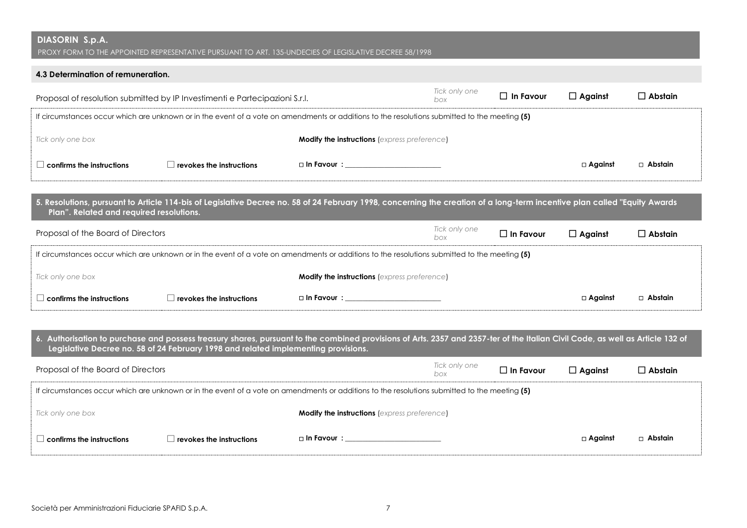## 4.3 Determination of remuneration.

| Proposal of resolution submitted by IP Investimenti e Partecipazioni S.r.l. | *Tick only one box* | ☐ **In Favour** | ☐ **Against** | ☐ **Abstain** |
|---|---|---|---|---|

If circumstances occur which are unknown or in the event of a vote on amendments or additions to the resolutions submitted to the meeting **(5)**

| *Tick only one box* | | **Modify the instructions** (*express preference*) | | |
|---|---|---|---|---|
| ☐ **confirms the instructions** | ☐ **revokes the instructions** | □ **In Favour :** ______________________ | □ **Against** | □ **Abstain** |

## 5. Resolutions, pursuant to Article 114-bis of Legislative Decree no. 58 of 24 February 1998, concerning the creation of a long-term incentive plan called "Equity Awards Plan". Related and required resolutions.

| Proposal of the Board of Directors | *Tick only one box* | ☐ **In Favour** | ☐ **Against** | ☐ **Abstain** |
|---|---|---|---|---|

If circumstances occur which are unknown or in the event of a vote on amendments or additions to the resolutions submitted to the meeting **(5)**

| *Tick only one box* | | **Modify the instructions** (*express preference*) | | |
|---|---|---|---|---|
| ☐ **confirms the instructions** | ☐ **revokes the instructions** | □ **In Favour :** ______________________ | □ **Against** | □ **Abstain** |

## 6. Authorisation to purchase and possess treasury shares, pursuant to the combined provisions of Arts. 2357 and 2357-ter of the Italian Civil Code, as well as Article 132 of Legislative Decree no. 58 of 24 February 1998 and related implementing provisions.

| Proposal of the Board of Directors | *Tick only one box* | ☐ **In Favour** | ☐ **Against** | ☐ **Abstain** |
|---|---|---|---|---|

If circumstances occur which are unknown or in the event of a vote on amendments or additions to the resolutions submitted to the meeting **(5)**

| *Tick only one box* | | **Modify the instructions** (*express preference*) | | |
|---|---|---|---|---|
| ☐ **confirms the instructions** | ☐ **revokes the instructions** | □ **In Favour :** ______________________ | □ **Against** | □ **Abstain** |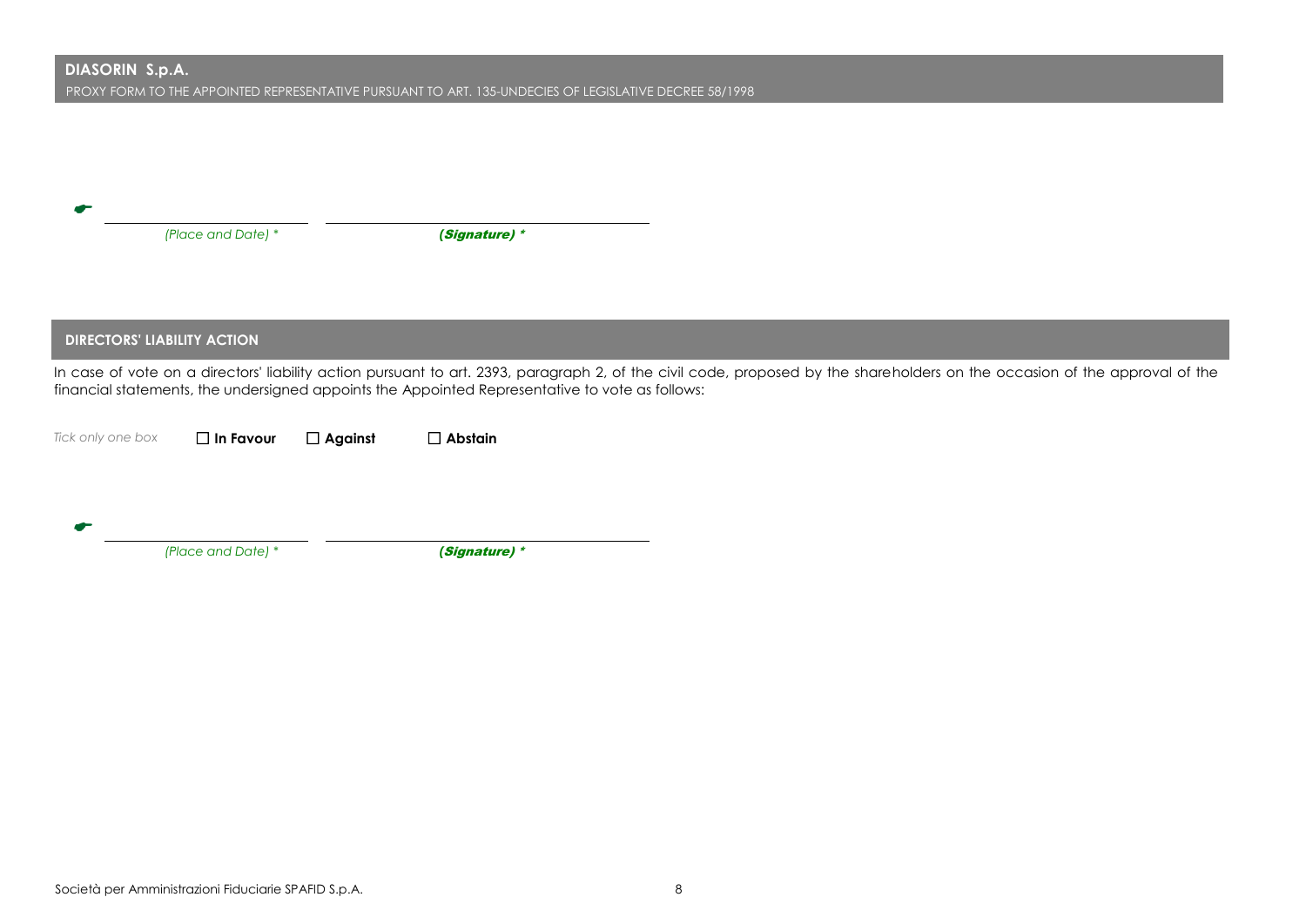**DIASORIN S.p.A.**
PROXY FORM TO THE APPOINTED REPRESENTATIVE PURSUANT TO ART. 135-UNDECIES OF LEGISLATIVE DECREE 58/1998

☛ ______________________ ______________________________

*(Place and Date) \** ***(Signature) \****

## DIRECTORS' LIABILITY ACTION

In case of vote on a directors' liability action pursuant to art. 2393, paragraph 2, of the civil code, proposed by the shareholders on the occasion of the approval of the financial statements, the undersigned appoints the Appointed Representative to vote as follows:

*Tick only one box* ☐ **In Favour** ☐ **Against** ☐ **Abstain**

☛ ______________________ ______________________________

*(Place and Date) \** ***(Signature) \****

Società per Amministrazioni Fiduciarie SPAFID S.p.A.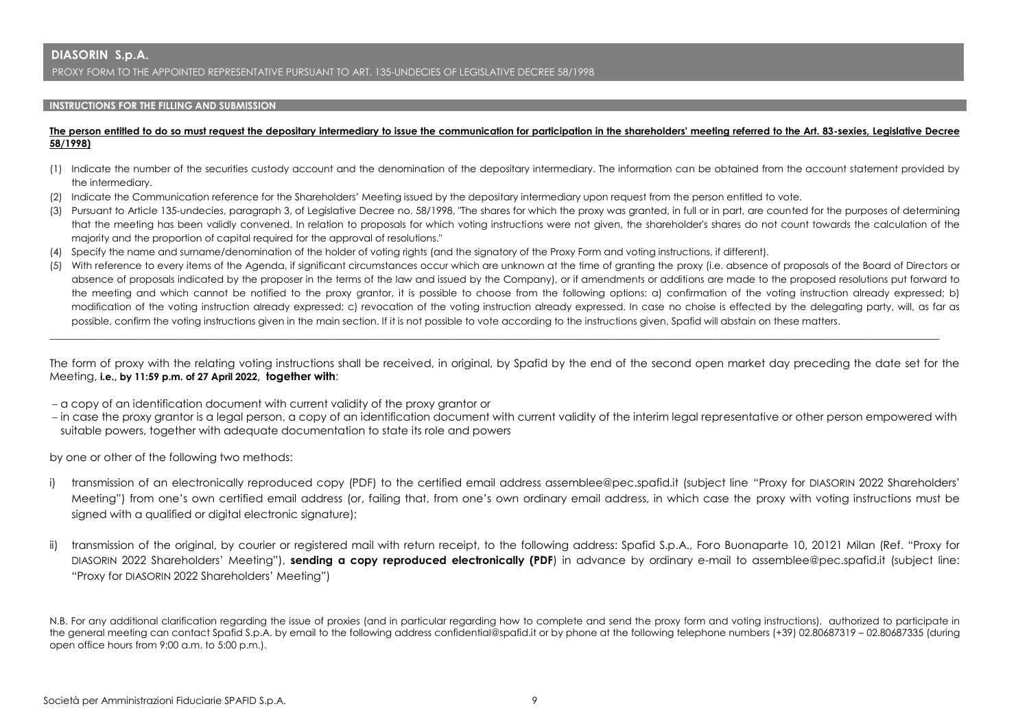## DIASORIN S.p.A.

PROXY FORM TO THE APPOINTED REPRESENTATIVE PURSUANT TO ART. 135-UNDECIES OF LEGISLATIVE DECREE 58/1998

### INSTRUCTIONS FOR THE FILLING AND SUBMISSION

**The person entitled to do so must request the depositary intermediary to issue the communication for participation in the shareholders' meeting referred to the Art. 83-sexies, Legislative Decree 58/1998)**

(1) Indicate the number of the securities custody account and the denomination of the depositary intermediary. The information can be obtained from the account statement provided by the intermediary.

(2) Indicate the Communication reference for the Shareholders' Meeting issued by the depositary intermediary upon request from the person entitled to vote.

(3) Pursuant to Article 135-undecies, paragraph 3, of Legislative Decree no. 58/1998, "The shares for which the proxy was granted, in full or in part, are counted for the purposes of determining that the meeting has been validly convened. In relation to proposals for which voting instructions were not given, the shareholder's shares do not count towards the calculation of the majority and the proportion of capital required for the approval of resolutions."

(4) Specify the name and surname/denomination of the holder of voting rights (and the signatory of the Proxy Form and voting instructions, if different).

(5) With reference to every items of the Agenda, if significant circumstances occur which are unknown at the time of granting the proxy (i.e. absence of proposals of the Board of Directors or absence of proposals indicated by the proposer in the terms of the law and issued by the Company), or if amendments or additions are made to the proposed resolutions put forward to the meeting and which cannot be notified to the proxy grantor, it is possible to choose from the following options: a) confirmation of the voting instruction already expressed; b) modification of the voting instruction already expressed; c) revocation of the voting instruction already expressed. In case no choise is effected by the delegating party, will, as far as possible, confirm the voting instructions given in the main section. If it is not possible to vote according to the instructions given, Spafid will abstain on these matters.

---

The form of proxy with the relating voting instructions shall be received, in original, by Spafid by the end of the second open market day preceding the date set for the Meeting, **i.e., by 11:59 p.m. of 27 April 2022, together with**:

- a copy of an identification document with current validity of the proxy grantor or
- in case the proxy grantor is a legal person, a copy of an identification document with current validity of the interim legal representative or other person empowered with suitable powers, together with adequate documentation to state its role and powers

by one or other of the following two methods:

i) transmission of an electronically reproduced copy (PDF) to the certified email address assemblee@pec.spafid.it (subject line "Proxy for DIASORIN 2022 Shareholders' Meeting") from one's own certified email address (or, failing that, from one's own ordinary email address, in which case the proxy with voting instructions must be signed with a qualified or digital electronic signature);

ii) transmission of the original, by courier or registered mail with return receipt, to the following address: Spafid S.p.A., Foro Buonaparte 10, 20121 Milan (Ref. "Proxy for DIASORIN 2022 Shareholders' Meeting"), **sending a copy reproduced electronically (PDF**) in advance by ordinary e-mail to assemblee@pec.spafid.it (subject line: "Proxy for DIASORIN 2022 Shareholders' Meeting")

N.B. For any additional clarification regarding the issue of proxies (and in particular regarding how to complete and send the proxy form and voting instructions), authorized to participate in the general meeting can contact Spafid S.p.A. by email to the following address confidential@spafid.it or by phone at the following telephone numbers (+39) 02.80687319 – 02.80687335 (during open office hours from 9:00 a.m. to 5:00 p.m.).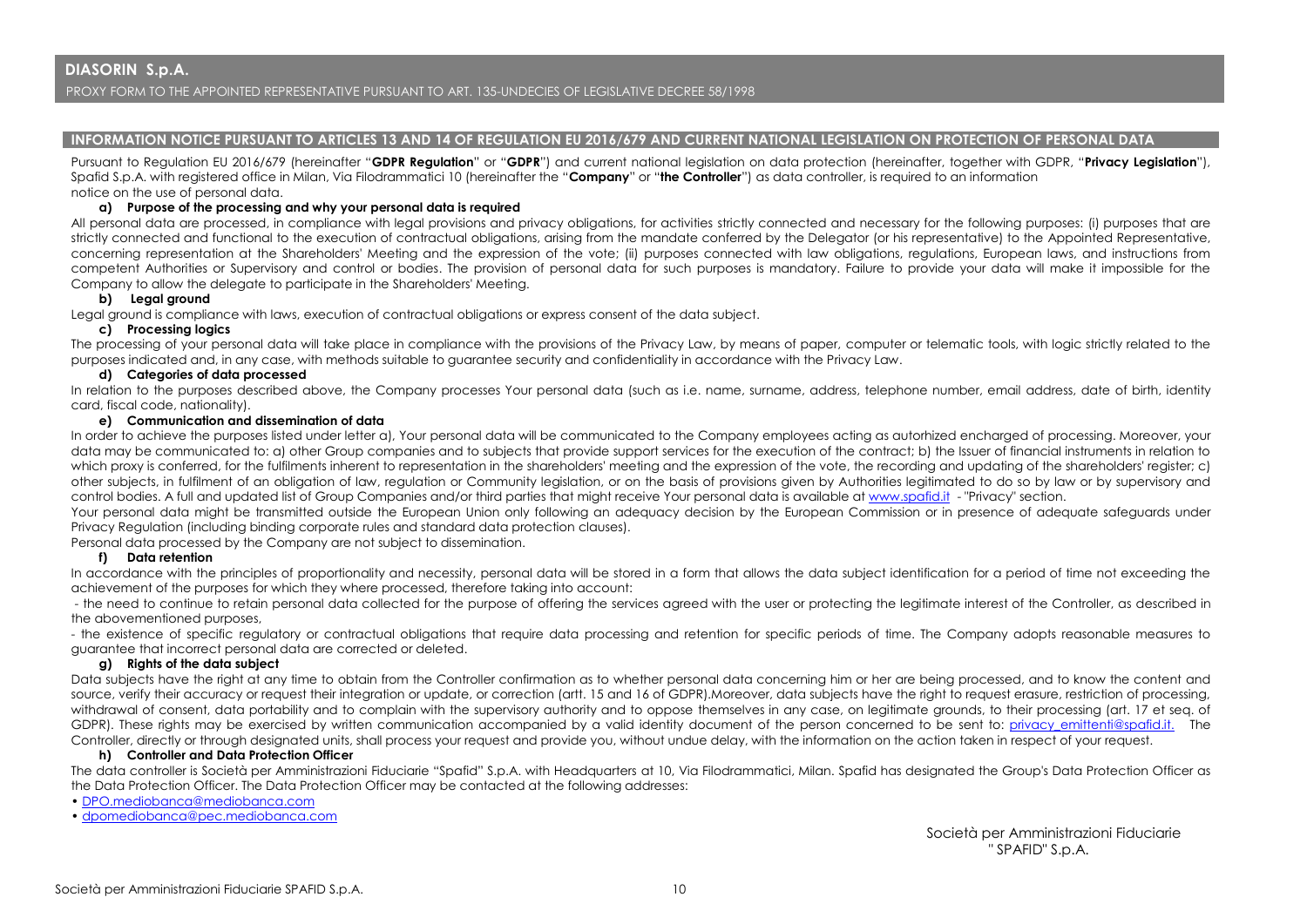# DIASORIN S.p.A.

PROXY FORM TO THE APPOINTED REPRESENTATIVE PURSUANT TO ART. 135-UNDECIES OF LEGISLATIVE DECREE 58/1998

## INFORMATION NOTICE PURSUANT TO ARTICLES 13 AND 14 OF REGULATION EU 2016/679 AND CURRENT NATIONAL LEGISLATION ON PROTECTION OF PERSONAL DATA

Pursuant to Regulation EU 2016/679 (hereinafter "**GDPR Regulation**" or "**GDPR**") and current national legislation on data protection (hereinafter, together with GDPR, "**Privacy Legislation**"), Spafid S.p.A. with registered office in Milan, Via Filodrammatici 10 (hereinafter the "**Company**" or "**the Controller**") as data controller, is required to an information notice on the use of personal data.

**a) Purpose of the processing and why your personal data is required**

All personal data are processed, in compliance with legal provisions and privacy obligations, for activities strictly connected and necessary for the following purposes: (i) purposes that are strictly connected and functional to the execution of contractual obligations, arising from the mandate conferred by the Delegator (or his representative) to the Appointed Representative, concerning representation at the Shareholders' Meeting and the expression of the vote; (ii) purposes connected with law obligations, regulations, European laws, and instructions from competent Authorities or Supervisory and control or bodies. The provision of personal data for such purposes is mandatory. Failure to provide your data will make it impossible for the Company to allow the delegate to participate in the Shareholders' Meeting.

**b) Legal ground**

Legal ground is compliance with laws, execution of contractual obligations or express consent of the data subject.

**c) Processing logics**

The processing of your personal data will take place in compliance with the provisions of the Privacy Law, by means of paper, computer or telematic tools, with logic strictly related to the purposes indicated and, in any case, with methods suitable to guarantee security and confidentiality in accordance with the Privacy Law.

**d) Categories of data processed**

In relation to the purposes described above, the Company processes Your personal data (such as i.e. name, surname, address, telephone number, email address, date of birth, identity card, fiscal code, nationality).

**e) Communication and dissemination of data**

In order to achieve the purposes listed under letter a), Your personal data will be communicated to the Company employees acting as autorhized encharged of processing. Moreover, your data may be communicated to: a) other Group companies and to subjects that provide support services for the execution of the contract; b) the Issuer of financial instruments in relation to which proxy is conferred, for the fulfilments inherent to representation in the shareholders' meeting and the expression of the vote, the recording and updating of the shareholders' register; c) other subjects, in fulfilment of an obligation of law, regulation or Community legislation, or on the basis of provisions given by Authorities legitimated to do so by law or by supervisory and control bodies. A full and updated list of Group Companies and/or third parties that might receive Your personal data is available at www.spafid.it - "Privacy" section.

Your personal data might be transmitted outside the European Union only following an adequacy decision by the European Commission or in presence of adequate safeguards under Privacy Regulation (including binding corporate rules and standard data protection clauses).

Personal data processed by the Company are not subject to dissemination.

**f) Data retention**

In accordance with the principles of proportionality and necessity, personal data will be stored in a form that allows the data subject identification for a period of time not exceeding the achievement of the purposes for which they where processed, therefore taking into account:

- the need to continue to retain personal data collected for the purpose of offering the services agreed with the user or protecting the legitimate interest of the Controller, as described in the abovementioned purposes,
- the existence of specific regulatory or contractual obligations that require data processing and retention for specific periods of time. The Company adopts reasonable measures to guarantee that incorrect personal data are corrected or deleted.

**g) Rights of the data subject**

Data subjects have the right at any time to obtain from the Controller confirmation as to whether personal data concerning him or her are being processed, and to know the content and source, verify their accuracy or request their integration or update, or correction (artt. 15 and 16 of GDPR).Moreover, data subjects have the right to request erasure, restriction of processing, withdrawal of consent, data portability and to complain with the supervisory authority and to oppose themselves in any case, on legitimate grounds, to their processing (art. 17 et seq. of GDPR). These rights may be exercised by written communication accompanied by a valid identity document of the person concerned to be sent to: privacy_emittenti@spafid.it. The Controller, directly or through designated units, shall process your request and provide you, without undue delay, with the information on the action taken in respect of your request.

**h) Controller and Data Protection Officer**

The data controller is Società per Amministrazioni Fiduciarie "Spafid" S.p.A. with Headquarters at 10, Via Filodrammatici, Milan. Spafid has designated the Group's Data Protection Officer as the Data Protection Officer. The Data Protection Officer may be contacted at the following addresses:

- DPO.mediobanca@mediobanca.com
- dpomediobanca@pec.mediobanca.com

Società per Amministrazioni Fiduciarie
" SPAFID" S.p.A.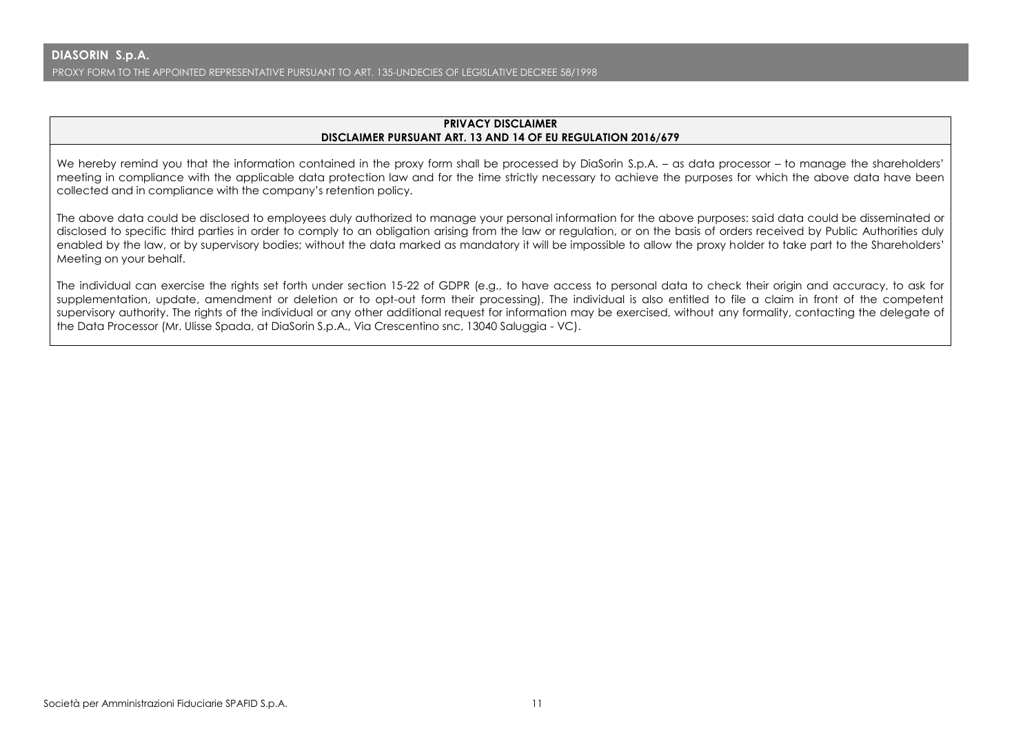## PRIVACY DISCLAIMER
### DISCLAIMER PURSUANT ART. 13 AND 14 OF EU REGULATION 2016/679

We hereby remind you that the information contained in the proxy form shall be processed by DiaSorin S.p.A. – as data processor – to manage the shareholders' meeting in compliance with the applicable data protection law and for the time strictly necessary to achieve the purposes for which the above data have been collected and in compliance with the company's retention policy.

The above data could be disclosed to employees duly authorized to manage your personal information for the above purposes: said data could be disseminated or disclosed to specific third parties in order to comply to an obligation arising from the law or regulation, or on the basis of orders received by Public Authorities duly enabled by the law, or by supervisory bodies; without the data marked as mandatory it will be impossible to allow the proxy holder to take part to the Shareholders' Meeting on your behalf.

The individual can exercise the rights set forth under section 15-22 of GDPR (e.g., to have access to personal data to check their origin and accuracy, to ask for supplementation, update, amendment or deletion or to opt-out form their processing). The individual is also entitled to file a claim in front of the competent supervisory authority. The rights of the individual or any other additional request for information may be exercised, without any formality, contacting the delegate of the Data Processor (Mr. Ulisse Spada, at DiaSorin S.p.A., Via Crescentino snc, 13040 Saluggia - VC).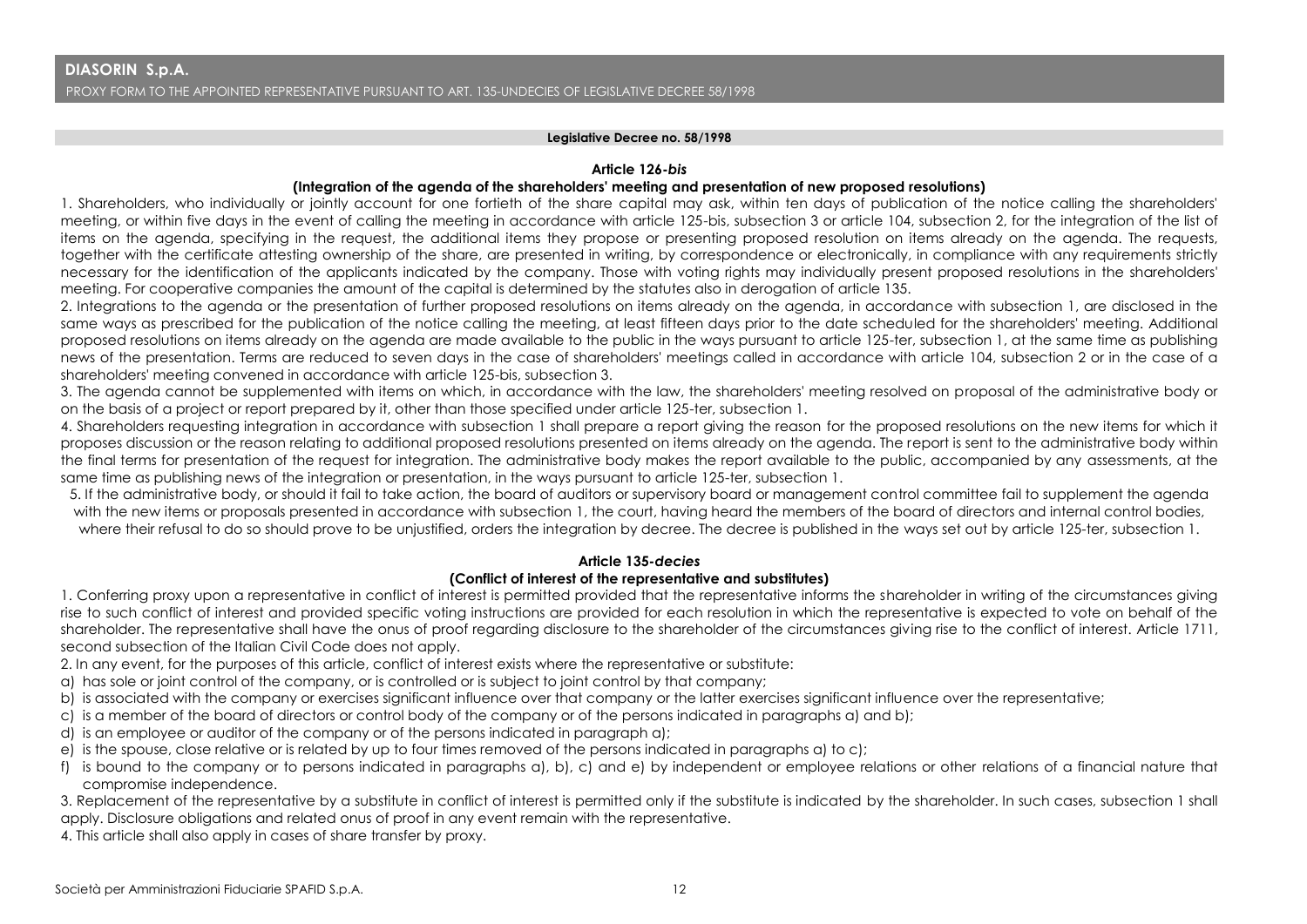**DIASORIN S.p.A.**

PROXY FORM TO THE APPOINTED REPRESENTATIVE PURSUANT TO ART. 135-UNDECIES OF LEGISLATIVE DECREE 58/1998

**Legislative Decree no. 58/1998**

### Article 126-*bis*

**(Integration of the agenda of the shareholders' meeting and presentation of new proposed resolutions)**

1. Shareholders, who individually or jointly account for one fortieth of the share capital may ask, within ten days of publication of the notice calling the shareholders' meeting, or within five days in the event of calling the meeting in accordance with article 125-bis, subsection 3 or article 104, subsection 2, for the integration of the list of items on the agenda, specifying in the request, the additional items they propose or presenting proposed resolution on items already on the agenda. The requests, together with the certificate attesting ownership of the share, are presented in writing, by correspondence or electronically, in compliance with any requirements strictly necessary for the identification of the applicants indicated by the company. Those with voting rights may individually present proposed resolutions in the shareholders' meeting. For cooperative companies the amount of the capital is determined by the statutes also in derogation of article 135.

2. Integrations to the agenda or the presentation of further proposed resolutions on items already on the agenda, in accordance with subsection 1, are disclosed in the same ways as prescribed for the publication of the notice calling the meeting, at least fifteen days prior to the date scheduled for the shareholders' meeting. Additional proposed resolutions on items already on the agenda are made available to the public in the ways pursuant to article 125-ter, subsection 1, at the same time as publishing news of the presentation. Terms are reduced to seven days in the case of shareholders' meetings called in accordance with article 104, subsection 2 or in the case of a shareholders' meeting convened in accordance with article 125-bis, subsection 3.

3. The agenda cannot be supplemented with items on which, in accordance with the law, the shareholders' meeting resolved on proposal of the administrative body or on the basis of a project or report prepared by it, other than those specified under article 125-ter, subsection 1.

4. Shareholders requesting integration in accordance with subsection 1 shall prepare a report giving the reason for the proposed resolutions on the new items for which it proposes discussion or the reason relating to additional proposed resolutions presented on items already on the agenda. The report is sent to the administrative body within the final terms for presentation of the request for integration. The administrative body makes the report available to the public, accompanied by any assessments, at the same time as publishing news of the integration or presentation, in the ways pursuant to article 125-ter, subsection 1.

5. If the administrative body, or should it fail to take action, the board of auditors or supervisory board or management control committee fail to supplement the agenda with the new items or proposals presented in accordance with subsection 1, the court, having heard the members of the board of directors and internal control bodies, where their refusal to do so should prove to be unjustified, orders the integration by decree. The decree is published in the ways set out by article 125-ter, subsection 1.

### Article 135-*decies*

**(Conflict of interest of the representative and substitutes)**

1. Conferring proxy upon a representative in conflict of interest is permitted provided that the representative informs the shareholder in writing of the circumstances giving rise to such conflict of interest and provided specific voting instructions are provided for each resolution in which the representative is expected to vote on behalf of the shareholder. The representative shall have the onus of proof regarding disclosure to the shareholder of the circumstances giving rise to the conflict of interest. Article 1711, second subsection of the Italian Civil Code does not apply.

2. In any event, for the purposes of this article, conflict of interest exists where the representative or substitute:

a) has sole or joint control of the company, or is controlled or is subject to joint control by that company;
b) is associated with the company or exercises significant influence over that company or the latter exercises significant influence over the representative;
c) is a member of the board of directors or control body of the company or of the persons indicated in paragraphs a) and b);
d) is an employee or auditor of the company or of the persons indicated in paragraph a);
e) is the spouse, close relative or is related by up to four times removed of the persons indicated in paragraphs a) to c);
f) is bound to the company or to persons indicated in paragraphs a), b), c) and e) by independent or employee relations or other relations of a financial nature that compromise independence.

3. Replacement of the representative by a substitute in conflict of interest is permitted only if the substitute is indicated by the shareholder. In such cases, subsection 1 shall apply. Disclosure obligations and related onus of proof in any event remain with the representative.

4. This article shall also apply in cases of share transfer by proxy.

Società per Amministrazioni Fiduciarie SPAFID S.p.A.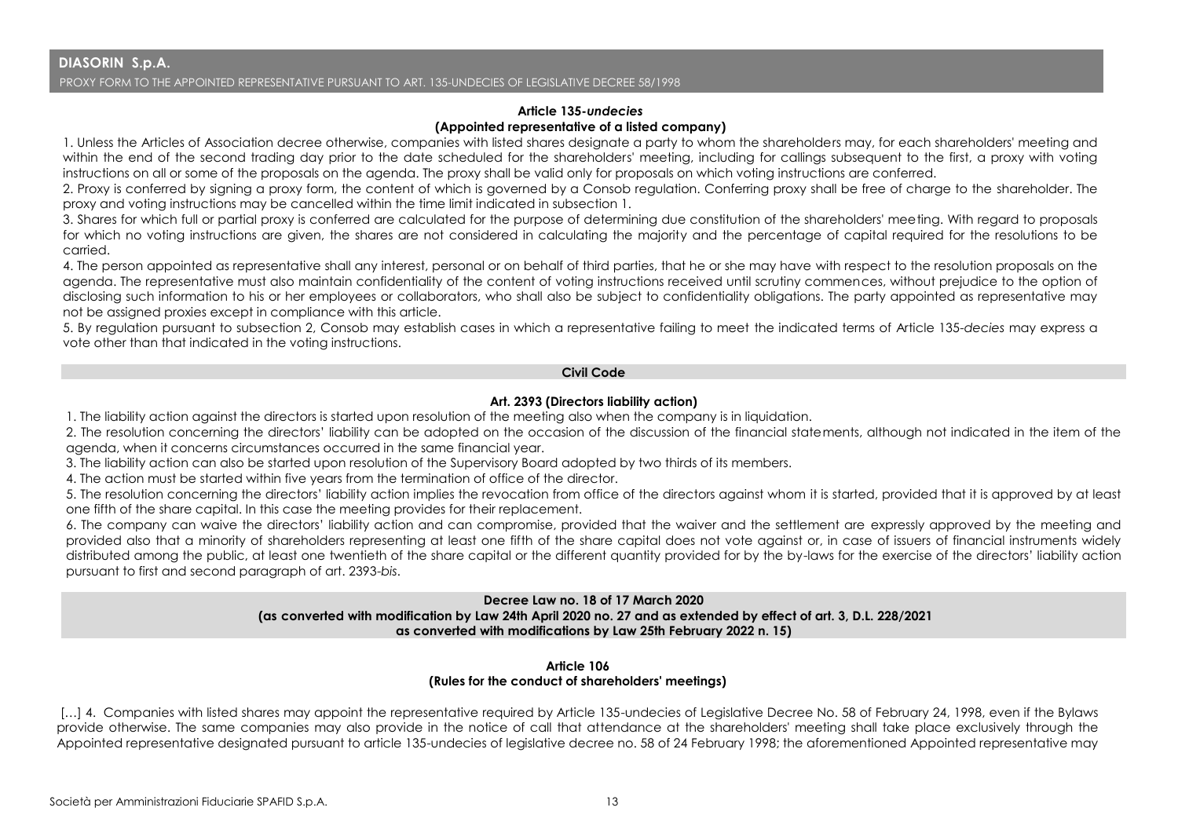### Article 135-*undecies*
### (Appointed representative of a listed company)

1. Unless the Articles of Association decree otherwise, companies with listed shares designate a party to whom the shareholders may, for each shareholders' meeting and within the end of the second trading day prior to the date scheduled for the shareholders' meeting, including for callings subsequent to the first, a proxy with voting instructions on all or some of the proposals on the agenda. The proxy shall be valid only for proposals on which voting instructions are conferred.

2. Proxy is conferred by signing a proxy form, the content of which is governed by a Consob regulation. Conferring proxy shall be free of charge to the shareholder. The proxy and voting instructions may be cancelled within the time limit indicated in subsection 1.

3. Shares for which full or partial proxy is conferred are calculated for the purpose of determining due constitution of the shareholders' meeting. With regard to proposals for which no voting instructions are given, the shares are not considered in calculating the majority and the percentage of capital required for the resolutions to be carried.

4. The person appointed as representative shall any interest, personal or on behalf of third parties, that he or she may have with respect to the resolution proposals on the agenda. The representative must also maintain confidentiality of the content of voting instructions received until scrutiny commences, without prejudice to the option of disclosing such information to his or her employees or collaborators, who shall also be subject to confidentiality obligations. The party appointed as representative may not be assigned proxies except in compliance with this article.

5. By regulation pursuant to subsection 2, Consob may establish cases in which a representative failing to meet the indicated terms of Article 135-*decies* may express a vote other than that indicated in the voting instructions.

## Civil Code

### Art. 2393 (Directors liability action)

1. The liability action against the directors is started upon resolution of the meeting also when the company is in liquidation.

2. The resolution concerning the directors' liability can be adopted on the occasion of the discussion of the financial statements, although not indicated in the item of the agenda, when it concerns circumstances occurred in the same financial year.

3. The liability action can also be started upon resolution of the Supervisory Board adopted by two thirds of its members.

4. The action must be started within five years from the termination of office of the director.

5. The resolution concerning the directors' liability action implies the revocation from office of the directors against whom it is started, provided that it is approved by at least one fifth of the share capital. In this case the meeting provides for their replacement.

6. The company can waive the directors' liability action and can compromise, provided that the waiver and the settlement are expressly approved by the meeting and provided also that a minority of shareholders representing at least one fifth of the share capital does not vote against or, in case of issuers of financial instruments widely distributed among the public, at least one twentieth of the share capital or the different quantity provided for by the by-laws for the exercise of the directors' liability action pursuant to first and second paragraph of art. 2393-*bis*.

## Decree Law no. 18 of 17 March 2020
**(as converted with modification by Law 24th April 2020 no. 27 and as extended by effect of art. 3, D.L. 228/2021 as converted with modifications by Law 25th February 2022 n. 15)**

### Article 106
### (Rules for the conduct of shareholders' meetings)

[…] 4. Companies with listed shares may appoint the representative required by Article 135-undecies of Legislative Decree No. 58 of February 24, 1998, even if the Bylaws provide otherwise. The same companies may also provide in the notice of call that attendance at the shareholders' meeting shall take place exclusively through the Appointed representative designated pursuant to article 135-undecies of legislative decree no. 58 of 24 February 1998; the aforementioned Appointed representative may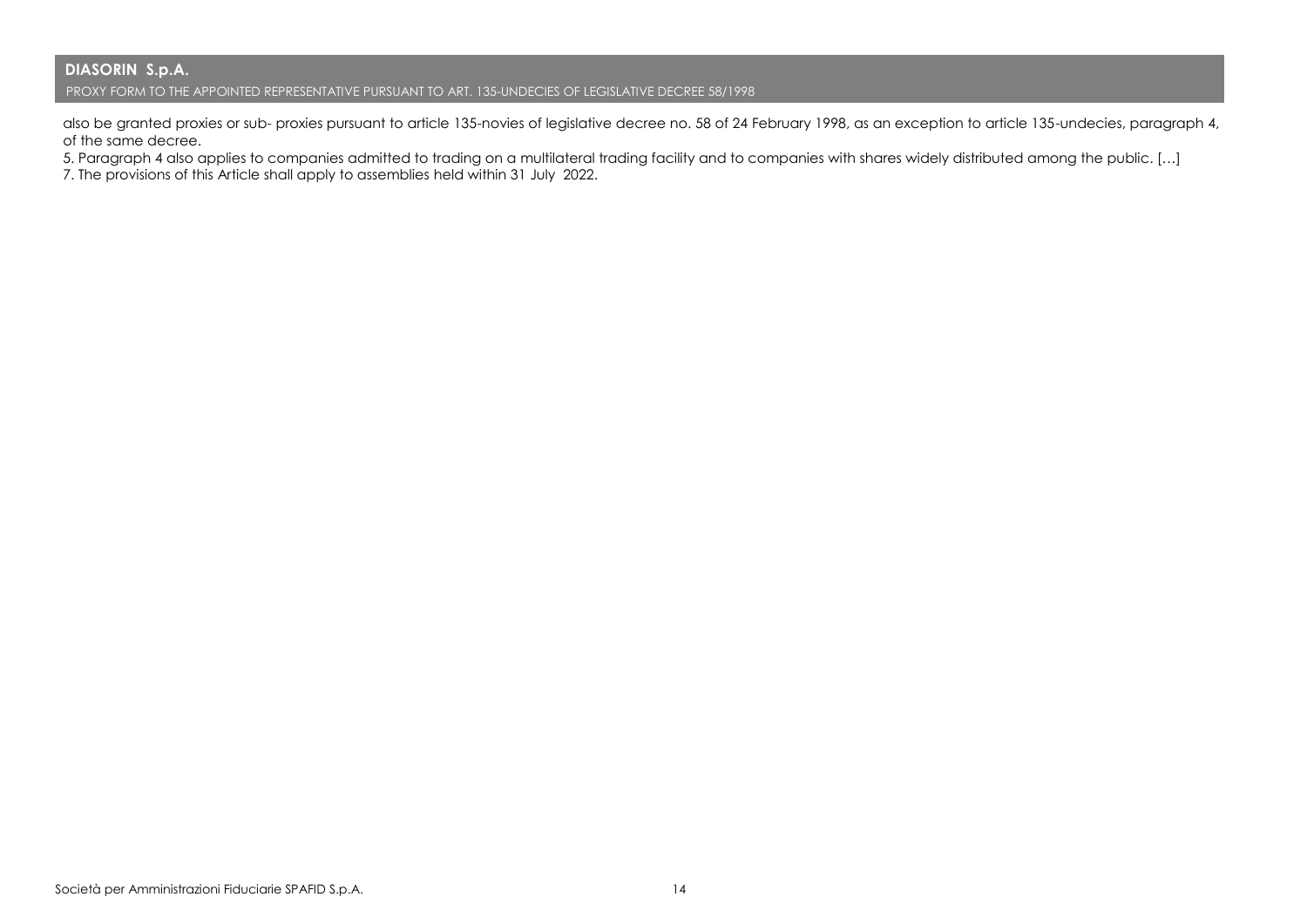also be granted proxies or sub- proxies pursuant to article 135-novies of legislative decree no. 58 of 24 February 1998, as an exception to article 135-undecies, paragraph 4, of the same decree.

5. Paragraph 4 also applies to companies admitted to trading on a multilateral trading facility and to companies with shares widely distributed among the public. […]

7. The provisions of this Article shall apply to assemblies held within 31 July 2022.